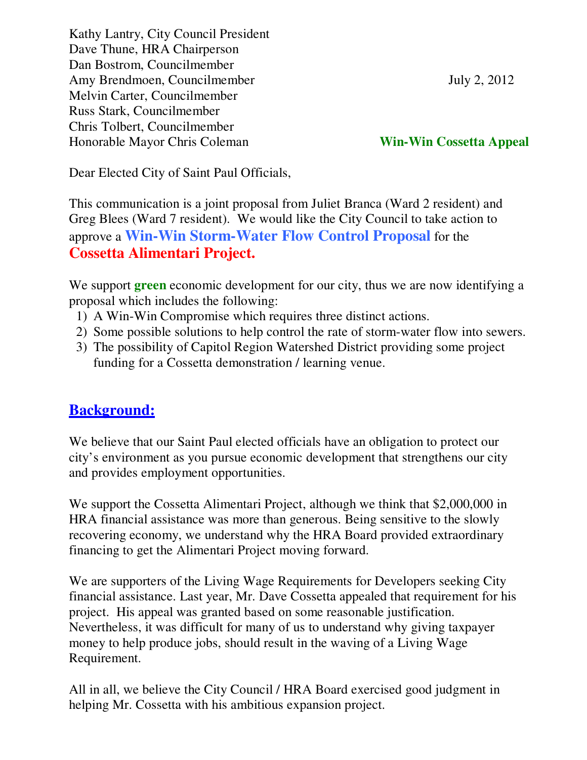Kathy Lantry, City Council President
Dave Thune, HRA Chairperson
Dan Bostrom, Councilmember
Amy Brendmoen, Councilmember
Melvin Carter, Councilmember
Russ Stark, Councilmember
Chris Tolbert, Councilmember
Honorable Mayor Chris Coleman

July 2, 2012

**Win-Win Cossetta Appeal**

Dear Elected City of Saint Paul Officials,

This communication is a joint proposal from Juliet Branca (Ward 2 resident) and Greg Blees (Ward 7 resident). We would like the City Council to take action to approve a **Win-Win Storm-Water Flow Control Proposal** for the **Cossetta Alimentari Project.**

We support **green** economic development for our city, thus we are now identifying a proposal which includes the following:

1) A Win-Win Compromise which requires three distinct actions.
2) Some possible solutions to help control the rate of storm-water flow into sewers.
3) The possibility of Capitol Region Watershed District providing some project funding for a Cossetta demonstration / learning venue.

## Background:

We believe that our Saint Paul elected officials have an obligation to protect our city's environment as you pursue economic development that strengthens our city and provides employment opportunities.

We support the Cossetta Alimentari Project, although we think that $2,000,000 in HRA financial assistance was more than generous. Being sensitive to the slowly recovering economy, we understand why the HRA Board provided extraordinary financing to get the Alimentari Project moving forward.

We are supporters of the Living Wage Requirements for Developers seeking City financial assistance. Last year, Mr. Dave Cossetta appealed that requirement for his project. His appeal was granted based on some reasonable justification. Nevertheless, it was difficult for many of us to understand why giving taxpayer money to help produce jobs, should result in the waving of a Living Wage Requirement.

All in all, we believe the City Council / HRA Board exercised good judgment in helping Mr. Cossetta with his ambitious expansion project.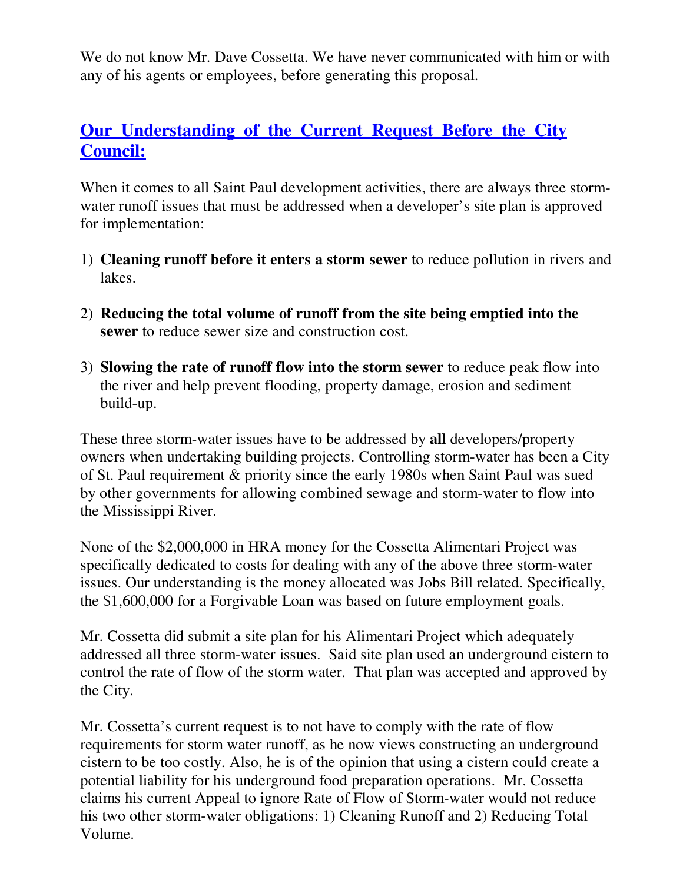We do not know Mr. Dave Cossetta. We have never communicated with him or with any of his agents or employees, before generating this proposal.

## Our Understanding of the Current Request Before the City Council:

When it comes to all Saint Paul development activities, there are always three storm-water runoff issues that must be addressed when a developer's site plan is approved for implementation:

1) **Cleaning runoff before it enters a storm sewer** to reduce pollution in rivers and lakes.

2) **Reducing the total volume of runoff from the site being emptied into the sewer** to reduce sewer size and construction cost.

3) **Slowing the rate of runoff flow into the storm sewer** to reduce peak flow into the river and help prevent flooding, property damage, erosion and sediment build-up.

These three storm-water issues have to be addressed by **all** developers/property owners when undertaking building projects. Controlling storm-water has been a City of St. Paul requirement & priority since the early 1980s when Saint Paul was sued by other governments for allowing combined sewage and storm-water to flow into the Mississippi River.

None of the $2,000,000 in HRA money for the Cossetta Alimentari Project was specifically dedicated to costs for dealing with any of the above three storm-water issues. Our understanding is the money allocated was Jobs Bill related. Specifically, the $1,600,000 for a Forgivable Loan was based on future employment goals.

Mr. Cossetta did submit a site plan for his Alimentari Project which adequately addressed all three storm-water issues. Said site plan used an underground cistern to control the rate of flow of the storm water. That plan was accepted and approved by the City.

Mr. Cossetta's current request is to not have to comply with the rate of flow requirements for storm water runoff, as he now views constructing an underground cistern to be too costly. Also, he is of the opinion that using a cistern could create a potential liability for his underground food preparation operations. Mr. Cossetta claims his current Appeal to ignore Rate of Flow of Storm-water would not reduce his two other storm-water obligations: 1) Cleaning Runoff and 2) Reducing Total Volume.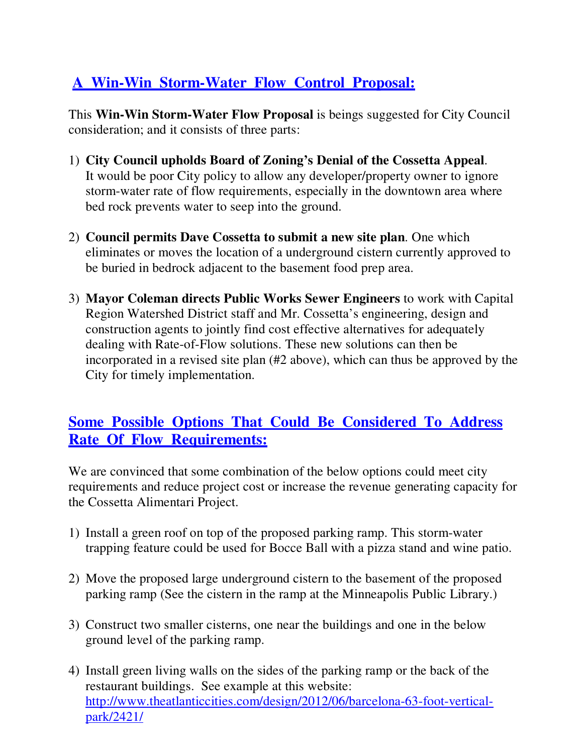## A Win-Win Storm-Water Flow Control Proposal:

This **Win-Win Storm-Water Flow Proposal** is beings suggested for City Council consideration; and it consists of three parts:

1) **City Council upholds Board of Zoning's Denial of the Cossetta Appeal**. It would be poor City policy to allow any developer/property owner to ignore storm-water rate of flow requirements, especially in the downtown area where bed rock prevents water to seep into the ground.

2) **Council permits Dave Cossetta to submit a new site plan**. One which eliminates or moves the location of a underground cistern currently approved to be buried in bedrock adjacent to the basement food prep area.

3) **Mayor Coleman directs Public Works Sewer Engineers** to work with Capital Region Watershed District staff and Mr. Cossetta's engineering, design and construction agents to jointly find cost effective alternatives for adequately dealing with Rate-of-Flow solutions. These new solutions can then be incorporated in a revised site plan (#2 above), which can thus be approved by the City for timely implementation.

## Some Possible Options That Could Be Considered To Address Rate Of Flow Requirements:

We are convinced that some combination of the below options could meet city requirements and reduce project cost or increase the revenue generating capacity for the Cossetta Alimentari Project.

1) Install a green roof on top of the proposed parking ramp. This storm-water trapping feature could be used for Bocce Ball with a pizza stand and wine patio.

2) Move the proposed large underground cistern to the basement of the proposed parking ramp (See the cistern in the ramp at the Minneapolis Public Library.)

3) Construct two smaller cisterns, one near the buildings and one in the below ground level of the parking ramp.

4) Install green living walls on the sides of the parking ramp or the back of the restaurant buildings. See example at this website: http://www.theatlanticcities.com/design/2012/06/barcelona-63-foot-vertical-park/2421/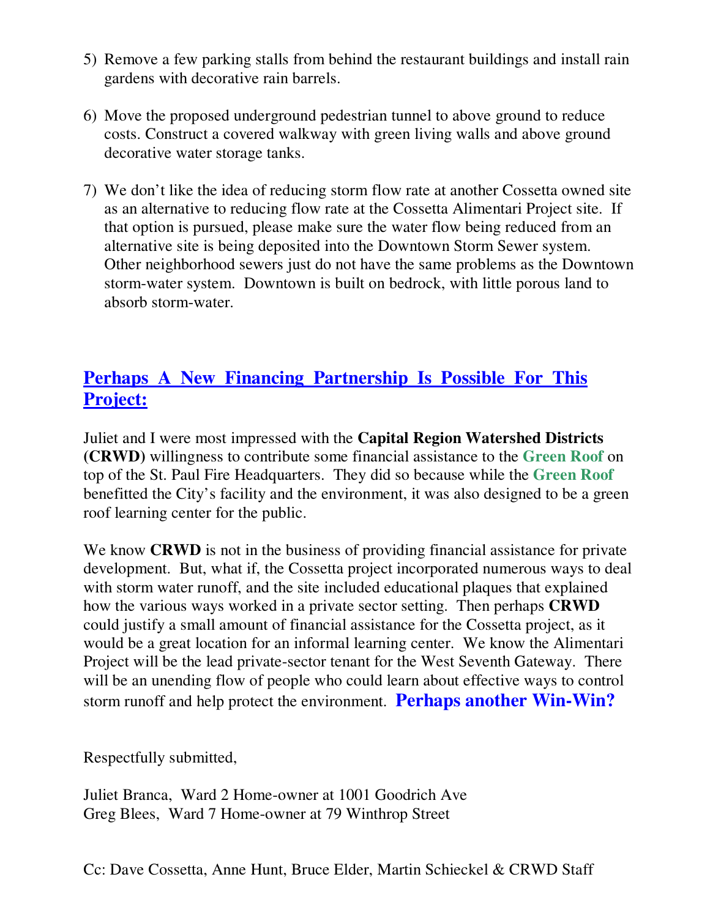5) Remove a few parking stalls from behind the restaurant buildings and install rain gardens with decorative rain barrels.

6) Move the proposed underground pedestrian tunnel to above ground to reduce costs. Construct a covered walkway with green living walls and above ground decorative water storage tanks.

7) We don't like the idea of reducing storm flow rate at another Cossetta owned site as an alternative to reducing flow rate at the Cossetta Alimentari Project site. If that option is pursued, please make sure the water flow being reduced from an alternative site is being deposited into the Downtown Storm Sewer system. Other neighborhood sewers just do not have the same problems as the Downtown storm-water system. Downtown is built on bedrock, with little porous land to absorb storm-water.

## Perhaps A New Financing Partnership Is Possible For This Project:

Juliet and I were most impressed with the **Capital Region Watershed Districts (CRWD)** willingness to contribute some financial assistance to the **Green Roof** on top of the St. Paul Fire Headquarters. They did so because while the **Green Roof** benefitted the City's facility and the environment, it was also designed to be a green roof learning center for the public.

We know **CRWD** is not in the business of providing financial assistance for private development. But, what if, the Cossetta project incorporated numerous ways to deal with storm water runoff, and the site included educational plaques that explained how the various ways worked in a private sector setting. Then perhaps **CRWD** could justify a small amount of financial assistance for the Cossetta project, as it would be a great location for an informal learning center. We know the Alimentari Project will be the lead private-sector tenant for the West Seventh Gateway. There will be an unending flow of people who could learn about effective ways to control storm runoff and help protect the environment. **Perhaps another Win-Win?**

Respectfully submitted,

Juliet Branca, Ward 2 Home-owner at 1001 Goodrich Ave
Greg Blees, Ward 7 Home-owner at 79 Winthrop Street

Cc: Dave Cossetta, Anne Hunt, Bruce Elder, Martin Schieckel & CRWD Staff